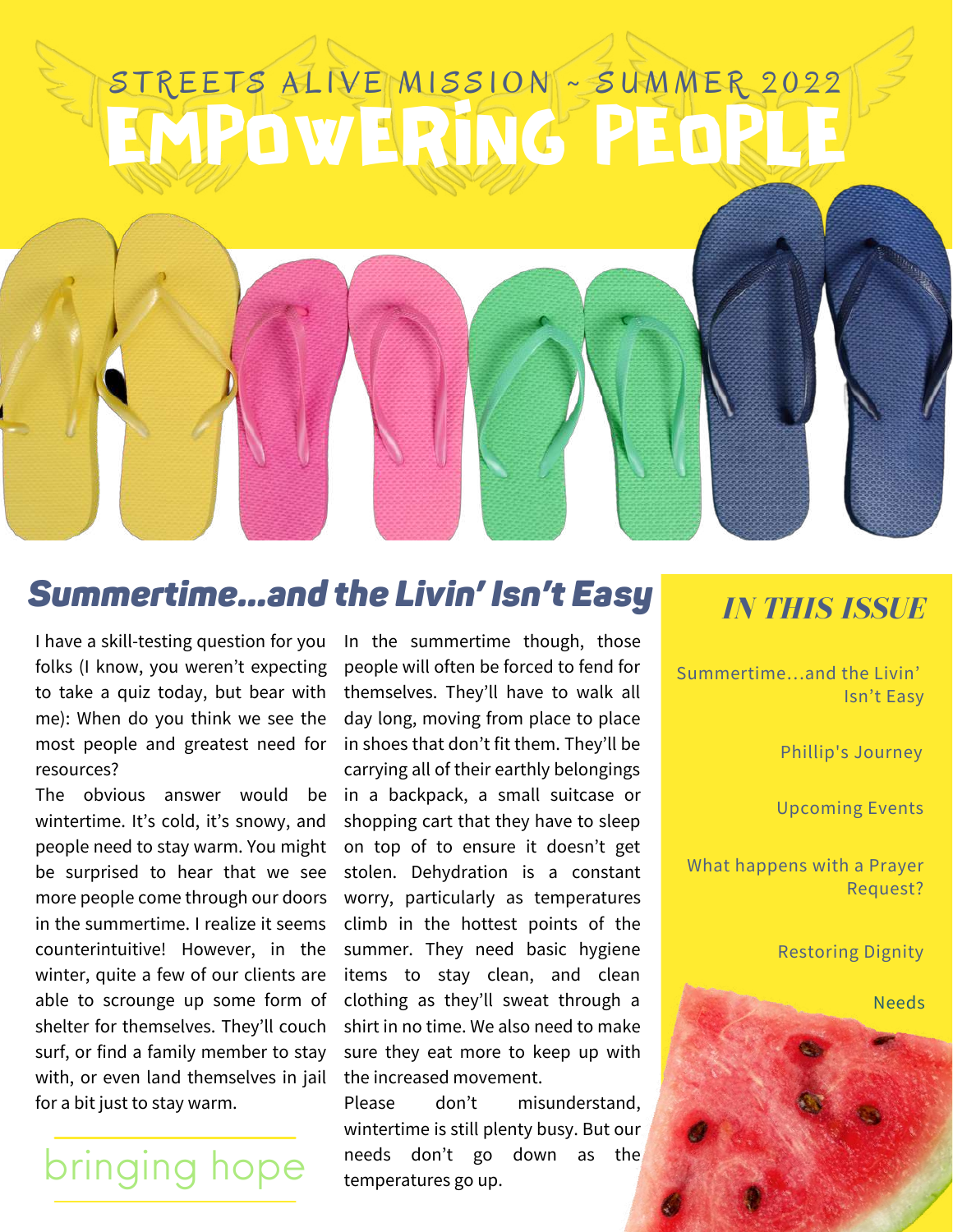STREETS ALIVE MISSION ~ SUMMER 2022

# EMPOWERING PEOPLE

## *Summertime...and the Livin' Isn't Easy*

I have a skill-testing question for you folks (I know, you weren't expecting to take a quiz today, but bear with me): When do you think we see the most people and greatest need for resources?

The obvious answer would be wintertime. It's cold, it's snowy, and people need to stay warm. You might be surprised to hear that we see more people come through our doors in the summertime. I realize it seems counterintuitive! However, in the winter, quite a few of our clients are able to scrounge up some form of shelter for themselves. They'll couch surf, or find a family member to stay with, or even land themselves in jail for a bit just to stay warm.

bringing hope

In the summertime though, those people will often be forced to fend for themselves. They'll have to walk all day long, moving from place to place in shoes that don't fit them. They'll be carrying all of their earthly belongings in a backpack, a small suitcase or shopping cart that they have to sleep on top of to ensure it doesn't get stolen. Dehydration is a constant worry, particularly as temperatures climb in the hottest points of the summer. They need basic hygiene items to stay clean, and clean clothing as they'll sweat through a shirt in no time. We also need to make sure they eat more to keep up with the increased movement.

Please don't misunderstand, wintertime is still plenty busy. But our needs don't go down as the temperatures go up.

## *IN THIS ISSUE*

- Summertime...and the Livin' Isn't Easy
- Phillip's Journey
- Upcoming Events
- What happens with a Prayer Request?
- Restoring Dignity
- Needs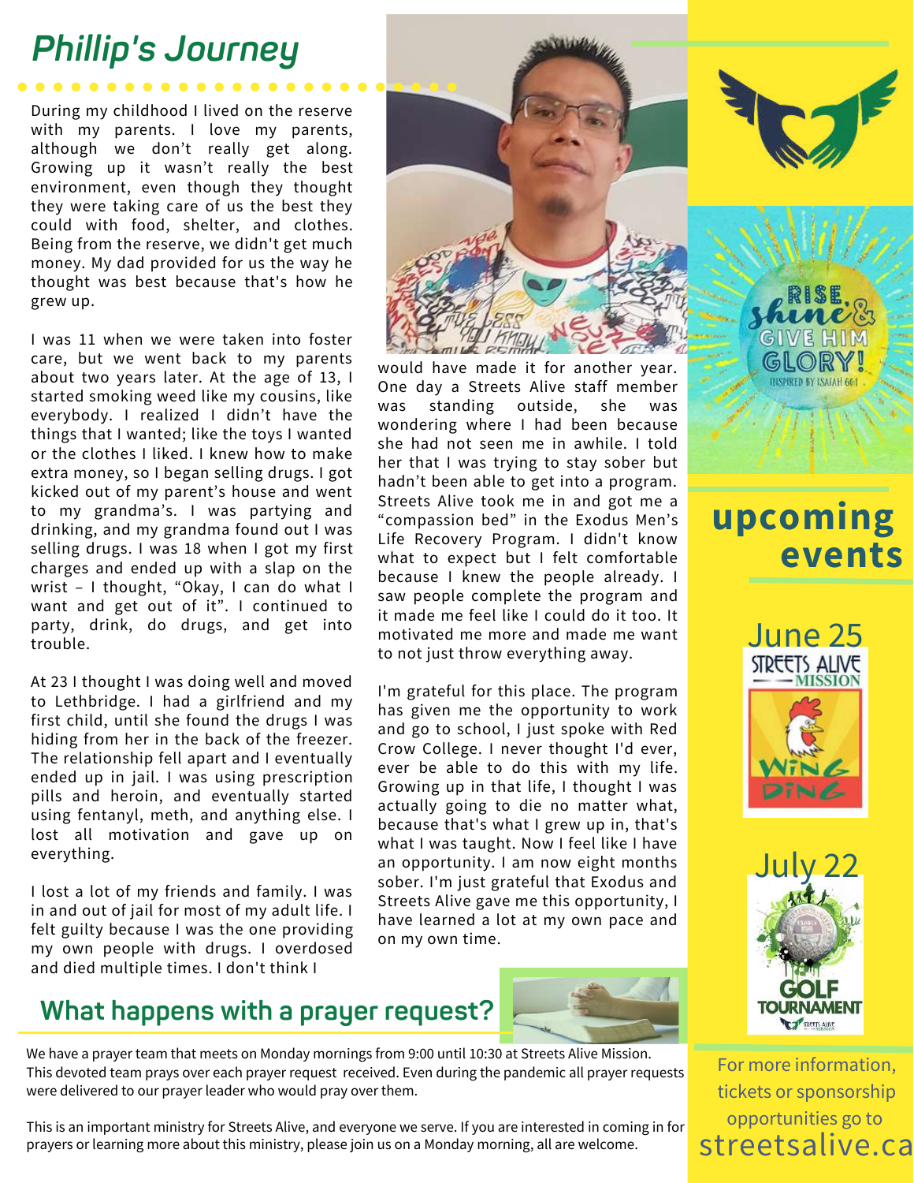## Phillip's Journey

During my childhood I lived on the reserve with my parents. I love my parents, although we don't really get along. Growing up it wasn't really the best environment, even though they thought they were taking care of us the best they could with food, shelter, and clothes. Being from the reserve, we didn't get much money. My dad provided for us the way he thought was best because that's how he grew up.

I was 11 when we were taken into foster care, but we went back to my parents about two years later. At the age of 13, I started smoking weed like my cousins, like everybody. I realized I didn't have the things that I wanted; like the toys I wanted or the clothes I liked. I knew how to make extra money, so I began selling drugs. I got kicked out of my parent's house and went to my grandma's. I was partying and drinking, and my grandma found out I was selling drugs. I was 18 when I got my first charges and ended up with a slap on the wrist – I thought, "Okay, I can do what I want and get out of it". I continued to party, drink, do drugs, and get into trouble.

At 23 I thought I was doing well and moved to Lethbridge. I had a girlfriend and my first child, until she found the drugs I was hiding from her in the back of the freezer. The relationship fell apart and I eventually ended up in jail. I was using prescription pills and heroin, and eventually started using fentanyl, meth, and anything else. I lost all motivation and gave up on everything.

I lost a lot of my friends and family. I was in and out of jail for most of my adult life. I felt guilty because I was the one providing my own people with drugs. I overdosed and died multiple times. I don't think I would have made it for another year. One day a Streets Alive staff member was standing outside, she was wondering where I had been because she had not seen me in awhile. I told her that I was trying to stay sober but hadn't been able to get into a program. Streets Alive took me in and got me a "compassion bed" in the Exodus Men's Life Recovery Program. I didn't know what to expect but I felt comfortable because I knew the people already. I saw people complete the program and it made me feel like I could do it too. It motivated me more and made me want to not just throw everything away.

I'm grateful for this place. The program has given me the opportunity to work and go to school, I just spoke with Red Crow College. I never thought I'd ever, ever be able to do this with my life. Growing up in that life, I thought I was actually going to die no matter what, because that's what I grew up in, that's what I was taught. Now I feel like I have an opportunity. I am now eight months sober. I'm just grateful that Exodus and Streets Alive gave me this opportunity, I have learned a lot at my own pace and on my own time.

## What happens with a prayer request?

We have a prayer team that meets on Monday mornings from 9:00 until 10:30 at Streets Alive Mission. This devoted team prays over each prayer request received. Even during the pandemic all prayer requests were delivered to our prayer leader who would pray over them.

This is an important ministry for Streets Alive, and everyone we serve. If you are interested in coming in for prayers or learning more about this ministry, please join us on a Monday morning, all are welcome.

RISE, shine & GIVE HIM GLORY!
INSPIRED BY ISAIAH 60:1

## upcoming events

**June 25**
Streets Alive Mission Wing Ding

**July 22**
Golf Tournament

For more information, tickets or sponsorship opportunities go to streetsalive.ca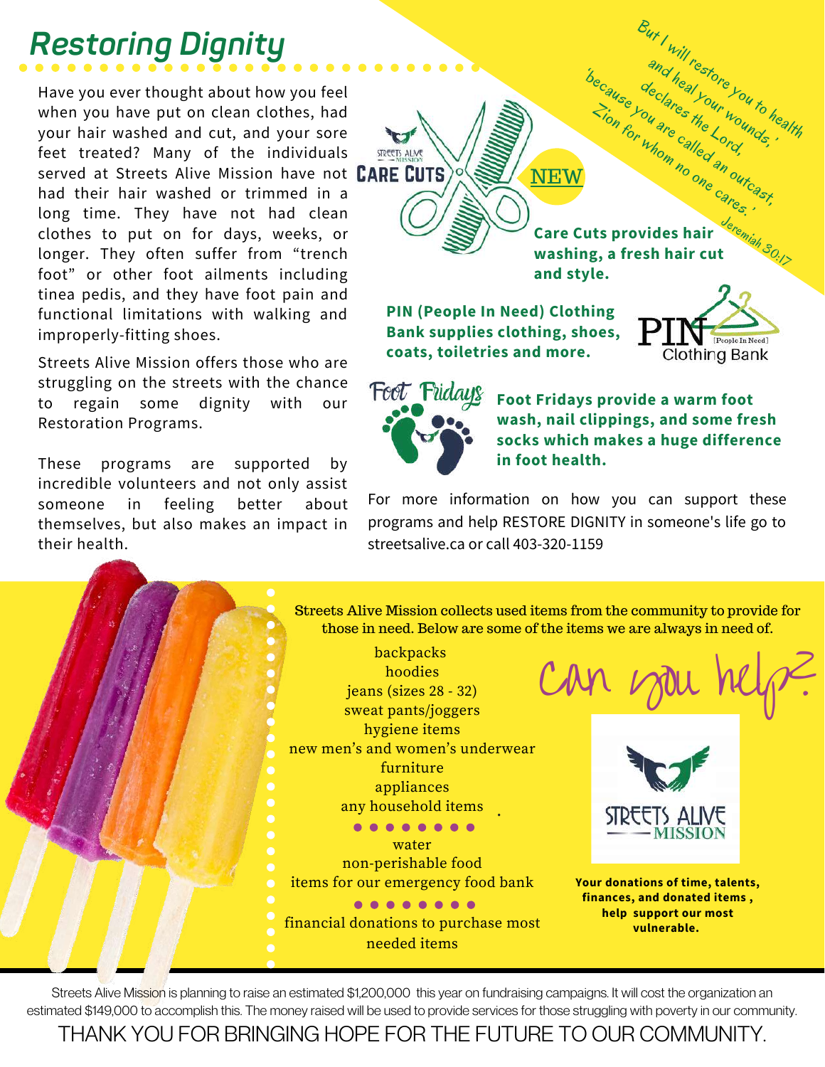# Restoring Dignity

Have you ever thought about how you feel when you have put on clean clothes, had your hair washed and cut, and your sore feet treated? Many of the individuals served at Streets Alive Mission have not had their hair washed or trimmed in a long time. They have not had clean clothes to put on for days, weeks, or longer. They often suffer from "trench foot" or other foot ailments including tinea pedis, and they have foot pain and functional limitations with walking and improperly-fitting shoes.

Streets Alive Mission offers those who are struggling on the streets with the chance to regain some dignity with our Restoration Programs.

These programs are supported by incredible volunteers and not only assist someone in feeling better about themselves, but also makes an impact in their health.

*'But I will restore you to health and heal your wounds,' declares the Lord, 'because you are called an outcast, Zion for whom no one cares.'* Jeremiah 30:17

**CARE CUTS** NEW

**Care Cuts provides hair washing, a fresh hair cut and style.**

**PIN (People In Need) Clothing Bank supplies clothing, shoes, coats, toiletries and more.**

**Foot Fridays**

**Foot Fridays provide a warm foot wash, nail clippings, and some fresh socks which makes a huge difference in foot health.**

For more information on how you can support these programs and help RESTORE DIGNITY in someone's life go to streetsalive.ca or call 403-320-1159

## Can you help?

Streets Alive Mission collects used items from the community to provide for those in need. Below are some of the items we are always in need of.

backpacks
hoodies
jeans (sizes 28 - 32)
sweat pants/joggers
hygiene items
new men's and women's underwear
furniture
appliances
any household items

water
non-perishable food
items for our emergency food bank

financial donations to purchase most needed items

**Your donations of time, talents, finances, and donated items, help support our most vulnerable.**

Streets Alive Mission is planning to raise an estimated $1,200,000 this year on fundraising campaigns. It will cost the organization an estimated $149,000 to accomplish this. The money raised will be used to provide services for those struggling with poverty in our community.

THANK YOU FOR BRINGING HOPE FOR THE FUTURE TO OUR COMMUNITY.